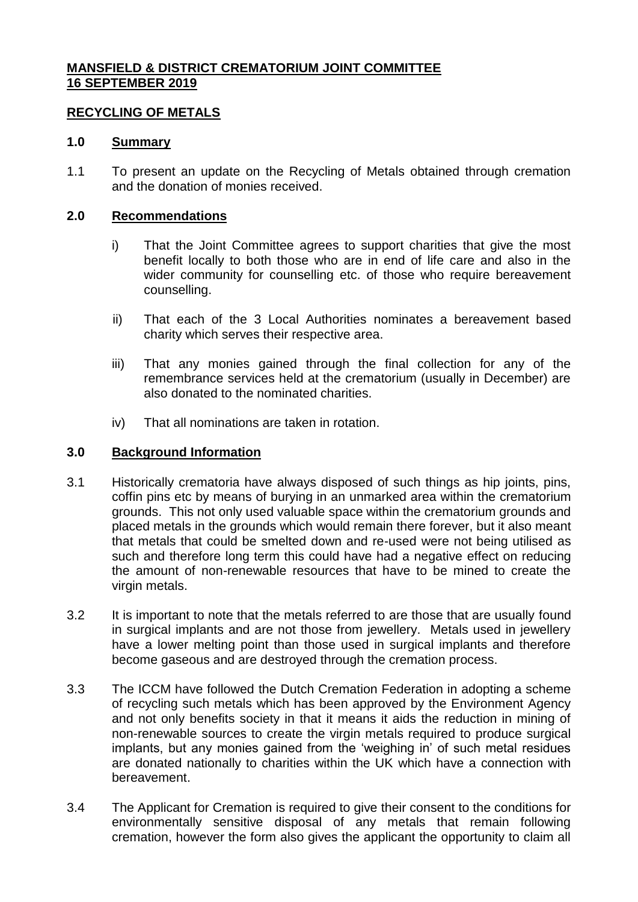**MANSFIELD & DISTRICT CREMATORIUM JOINT COMMITTEE**
**16 SEPTEMBER 2019**

**RECYCLING OF METALS**

## 1.0 Summary

1.1 To present an update on the Recycling of Metals obtained through cremation and the donation of monies received.

## 2.0 Recommendations

i) That the Joint Committee agrees to support charities that give the most benefit locally to both those who are in end of life care and also in the wider community for counselling etc. of those who require bereavement counselling.

ii) That each of the 3 Local Authorities nominates a bereavement based charity which serves their respective area.

iii) That any monies gained through the final collection for any of the remembrance services held at the crematorium (usually in December) are also donated to the nominated charities.

iv) That all nominations are taken in rotation.

## 3.0 Background Information

3.1 Historically crematoria have always disposed of such things as hip joints, pins, coffin pins etc by means of burying in an unmarked area within the crematorium grounds. This not only used valuable space within the crematorium grounds and placed metals in the grounds which would remain there forever, but it also meant that metals that could be smelted down and re-used were not being utilised as such and therefore long term this could have had a negative effect on reducing the amount of non-renewable resources that have to be mined to create the virgin metals.

3.2 It is important to note that the metals referred to are those that are usually found in surgical implants and are not those from jewellery. Metals used in jewellery have a lower melting point than those used in surgical implants and therefore become gaseous and are destroyed through the cremation process.

3.3 The ICCM have followed the Dutch Cremation Federation in adopting a scheme of recycling such metals which has been approved by the Environment Agency and not only benefits society in that it means it aids the reduction in mining of non-renewable sources to create the virgin metals required to produce surgical implants, but any monies gained from the 'weighing in' of such metal residues are donated nationally to charities within the UK which have a connection with bereavement.

3.4 The Applicant for Cremation is required to give their consent to the conditions for environmentally sensitive disposal of any metals that remain following cremation, however the form also gives the applicant the opportunity to claim all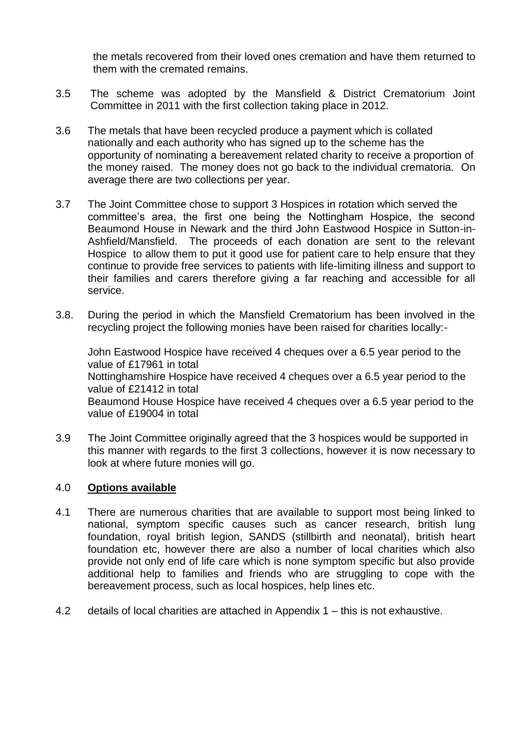the metals recovered from their loved ones cremation and have them returned to them with the cremated remains.

3.5 The scheme was adopted by the Mansfield & District Crematorium Joint Committee in 2011 with the first collection taking place in 2012.

3.6 The metals that have been recycled produce a payment which is collated nationally and each authority who has signed up to the scheme has the opportunity of nominating a bereavement related charity to receive a proportion of the money raised. The money does not go back to the individual crematoria. On average there are two collections per year.

3.7 The Joint Committee chose to support 3 Hospices in rotation which served the committee's area, the first one being the Nottingham Hospice, the second Beaumond House in Newark and the third John Eastwood Hospice in Sutton-in-Ashfield/Mansfield. The proceeds of each donation are sent to the relevant Hospice to allow them to put it good use for patient care to help ensure that they continue to provide free services to patients with life-limiting illness and support to their families and carers therefore giving a far reaching and accessible for all service.

3.8. During the period in which the Mansfield Crematorium has been involved in the recycling project the following monies have been raised for charities locally:-

John Eastwood Hospice have received 4 cheques over a 6.5 year period to the value of £17961 in total
Nottinghamshire Hospice have received 4 cheques over a 6.5 year period to the value of £21412 in total
Beaumond House Hospice have received 4 cheques over a 6.5 year period to the value of £19004 in total

3.9 The Joint Committee originally agreed that the 3 hospices would be supported in this manner with regards to the first 3 collections, however it is now necessary to look at where future monies will go.

## 4.0 **Options available**

4.1 There are numerous charities that are available to support most being linked to national, symptom specific causes such as cancer research, british lung foundation, royal british legion, SANDS (stillbirth and neonatal), british heart foundation etc, however there are also a number of local charities which also provide not only end of life care which is none symptom specific but also provide additional help to families and friends who are struggling to cope with the bereavement process, such as local hospices, help lines etc.

4.2 details of local charities are attached in Appendix 1 – this is not exhaustive.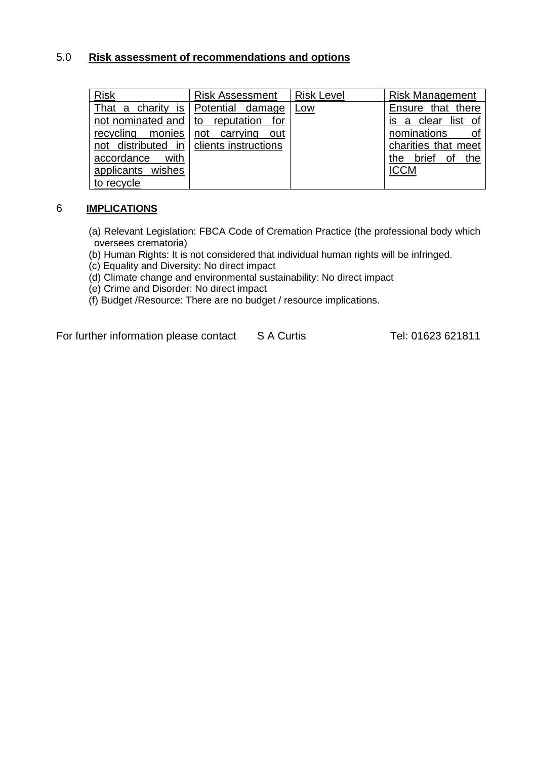## 5.0 Risk assessment of recommendations and options

| Risk | Risk Assessment | Risk Level | Risk Management |
|---|---|---|---|
| That a charity is not nominated and recycling monies not distributed in accordance with applicants wishes to recycle | Potential damage to reputation for not carrying out clients instructions | Low | Ensure that there is a clear list of nominations of charities that meet the brief of the ICCM |

## 6 IMPLICATIONS

(a) Relevant Legislation: FBCA Code of Cremation Practice (the professional body which oversees crematoria)
(b) Human Rights: It is not considered that individual human rights will be infringed.
(c) Equality and Diversity: No direct impact
(d) Climate change and environmental sustainability: No direct impact
(e) Crime and Disorder: No direct impact
(f) Budget /Resource: There are no budget / resource implications.

For further information please contact S A Curtis Tel: 01623 621811